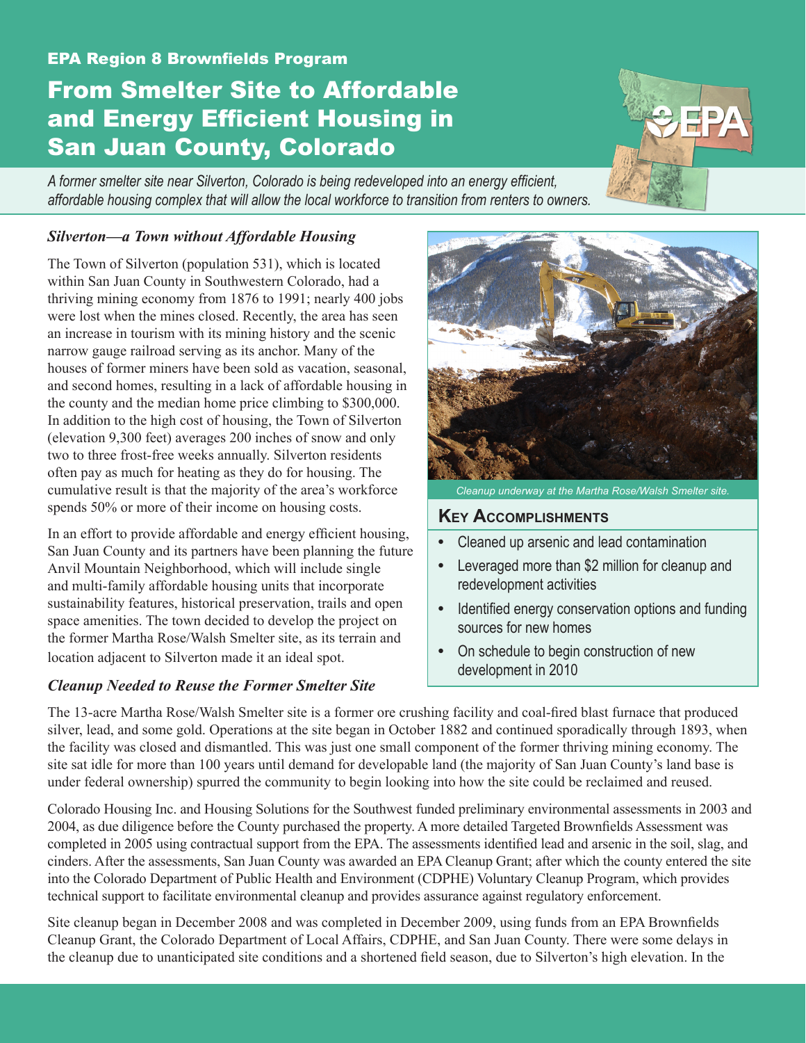EPA Region 8 Brownfields Program

# From Smelter Site to Affordable and Energy Efficient Housing in San Juan County, Colorado

*A former smelter site near Silverton, Colorado is being redeveloped into an energy efficient, affordable housing complex that will allow the local workforce to transition from renters to owners.*

### *Silverton—a Town without Affordable Housing*

The Town of Silverton (population 531), which is located within San Juan County in Southwestern Colorado, had a thriving mining economy from 1876 to 1991; nearly 400 jobs were lost when the mines closed. Recently, the area has seen an increase in tourism with its mining history and the scenic narrow gauge railroad serving as its anchor. Many of the houses of former miners have been sold as vacation, seasonal, and second homes, resulting in a lack of affordable housing in the county and the median home price climbing to $300,000. In addition to the high cost of housing, the Town of Silverton (elevation 9,300 feet) averages 200 inches of snow and only two to three frost-free weeks annually. Silverton residents often pay as much for heating as they do for housing. The cumulative result is that the majority of the area's workforce spends 50% or more of their income on housing costs.

In an effort to provide affordable and energy efficient housing, San Juan County and its partners have been planning the future Anvil Mountain Neighborhood, which will include single and multi-family affordable housing units that incorporate sustainability features, historical preservation, trails and open space amenities. The town decided to develop the project on the former Martha Rose/Walsh Smelter site, as its terrain and location adjacent to Silverton made it an ideal spot.

*Cleanup underway at the Martha Rose/Walsh Smelter site.*

### Key Accomplishments

- Cleaned up arsenic and lead contamination
- Leveraged more than $2 million for cleanup and redevelopment activities
- Identified energy conservation options and funding sources for new homes
- On schedule to begin construction of new development in 2010

### *Cleanup Needed to Reuse the Former Smelter Site*

The 13-acre Martha Rose/Walsh Smelter site is a former ore crushing facility and coal-fired blast furnace that produced silver, lead, and some gold. Operations at the site began in October 1882 and continued sporadically through 1893, when the facility was closed and dismantled. This was just one small component of the former thriving mining economy. The site sat idle for more than 100 years until demand for developable land (the majority of San Juan County's land base is under federal ownership) spurred the community to begin looking into how the site could be reclaimed and reused.

Colorado Housing Inc. and Housing Solutions for the Southwest funded preliminary environmental assessments in 2003 and 2004, as due diligence before the County purchased the property. A more detailed Targeted Brownfields Assessment was completed in 2005 using contractual support from the EPA. The assessments identified lead and arsenic in the soil, slag, and cinders. After the assessments, San Juan County was awarded an EPA Cleanup Grant; after which the county entered the site into the Colorado Department of Public Health and Environment (CDPHE) Voluntary Cleanup Program, which provides technical support to facilitate environmental cleanup and provides assurance against regulatory enforcement.

Site cleanup began in December 2008 and was completed in December 2009, using funds from an EPA Brownfields Cleanup Grant, the Colorado Department of Local Affairs, CDPHE, and San Juan County. There were some delays in the cleanup due to unanticipated site conditions and a shortened field season, due to Silverton's high elevation. In the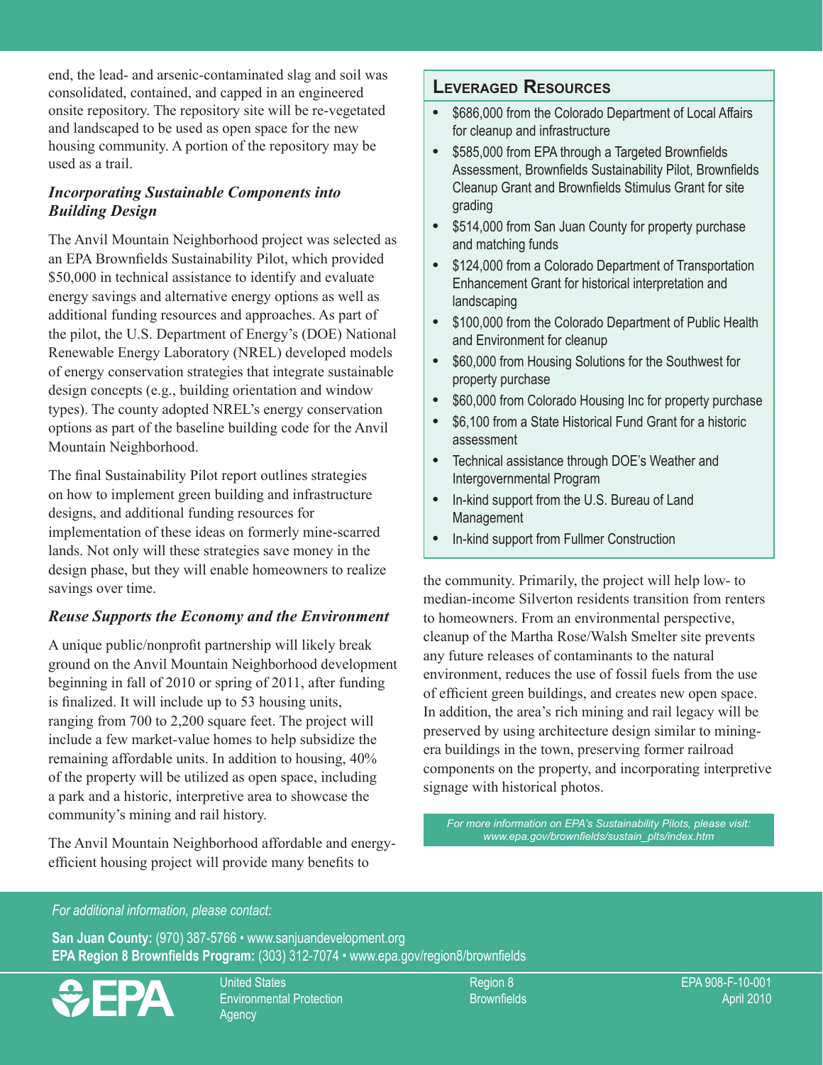end, the lead- and arsenic-contaminated slag and soil was consolidated, contained, and capped in an engineered onsite repository. The repository site will be re-vegetated and landscaped to be used as open space for the new housing community. A portion of the repository may be used as a trail.

### *Incorporating Sustainable Components into Building Design*

The Anvil Mountain Neighborhood project was selected as an EPA Brownfields Sustainability Pilot, which provided $50,000 in technical assistance to identify and evaluate energy savings and alternative energy options as well as additional funding resources and approaches. As part of the pilot, the U.S. Department of Energy's (DOE) National Renewable Energy Laboratory (NREL) developed models of energy conservation strategies that integrate sustainable design concepts (e.g., building orientation and window types). The county adopted NREL's energy conservation options as part of the baseline building code for the Anvil Mountain Neighborhood.

The final Sustainability Pilot report outlines strategies on how to implement green building and infrastructure designs, and additional funding resources for implementation of these ideas on formerly mine-scarred lands. Not only will these strategies save money in the design phase, but they will enable homeowners to realize savings over time.

### *Reuse Supports the Economy and the Environment*

A unique public/nonprofit partnership will likely break ground on the Anvil Mountain Neighborhood development beginning in fall of 2010 or spring of 2011, after funding is finalized. It will include up to 53 housing units, ranging from 700 to 2,200 square feet. The project will include a few market-value homes to help subsidize the remaining affordable units. In addition to housing, 40% of the property will be utilized as open space, including a park and a historic, interpretive area to showcase the community's mining and rail history.

The Anvil Mountain Neighborhood affordable and energy-efficient housing project will provide many benefits to the community. Primarily, the project will help low- to median-income Silverton residents transition from renters to homeowners. From an environmental perspective, cleanup of the Martha Rose/Walsh Smelter site prevents any future releases of contaminants to the natural environment, reduces the use of fossil fuels from the use of efficient green buildings, and creates new open space. In addition, the area's rich mining and rail legacy will be preserved by using architecture design similar to mining-era buildings in the town, preserving former railroad components on the property, and incorporating interpretive signage with historical photos.

## Leveraged Resources

- $686,000 from the Colorado Department of Local Affairs for cleanup and infrastructure
- $585,000 from EPA through a Targeted Brownfields Assessment, Brownfields Sustainability Pilot, Brownfields Cleanup Grant and Brownfields Stimulus Grant for site grading
- $514,000 from San Juan County for property purchase and matching funds
- $124,000 from a Colorado Department of Transportation Enhancement Grant for historical interpretation and landscaping
- $100,000 from the Colorado Department of Public Health and Environment for cleanup
- $60,000 from Housing Solutions for the Southwest for property purchase
- $60,000 from Colorado Housing Inc for property purchase
- $6,100 from a State Historical Fund Grant for a historic assessment
- Technical assistance through DOE's Weather and Intergovernmental Program
- In-kind support from the U.S. Bureau of Land Management
- In-kind support from Fullmer Construction

*For more information on EPA's Sustainability Pilots, please visit: www.epa.gov/brownfields/sustain_plts/index.htm*

*For additional information, please contact:*

**San Juan County:** (970) 387-5766 • www.sanjuandevelopment.org
**EPA Region 8 Brownfields Program:** (303) 312-7074 • www.epa.gov/region8/brownfields

EPA United States Environmental Protection Agency

Region 8 Brownfields

EPA 908-F-10-001
April 2010